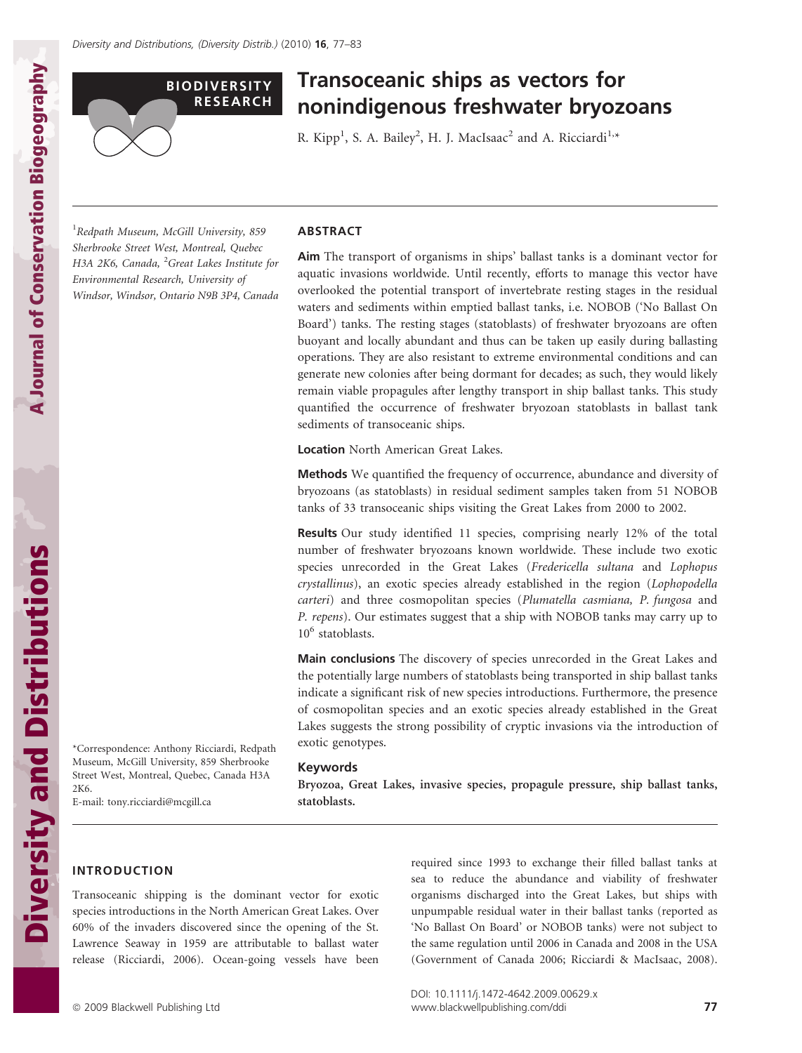BIODIVERSITY RESEARCH

# Transoceanic ships as vectors for nonindigenous freshwater bryozoans

R. Kipp[1], S. A. Bailey[2], H. J. MacIsaac[2] and A. Ricciardi[1,*]

[1]Redpath Museum, McGill University, 859 Sherbrooke Street West, Montreal, Quebec H3A 2K6, Canada, [2]Great Lakes Institute for Environmental Research, University of Windsor, Windsor, Ontario N9B 3P4, Canada

*Correspondence: Anthony Ricciardi, Redpath Museum, McGill University, 859 Sherbrooke Street West, Montreal, Quebec, Canada H3A 2K6.
E-mail: tony.ricciardi@mcgill.ca

## ABSTRACT

**Aim** The transport of organisms in ships' ballast tanks is a dominant vector for aquatic invasions worldwide. Until recently, efforts to manage this vector have overlooked the potential transport of invertebrate resting stages in the residual waters and sediments within emptied ballast tanks, i.e. NOBOB ('No Ballast On Board') tanks. The resting stages (statoblasts) of freshwater bryozoans are often buoyant and locally abundant and thus can be taken up easily during ballasting operations. They are also resistant to extreme environmental conditions and can generate new colonies after being dormant for decades; as such, they would likely remain viable propagules after lengthy transport in ship ballast tanks. This study quantified the occurrence of freshwater bryozoan statoblasts in ballast tank sediments of transoceanic ships.

**Location** North American Great Lakes.

**Methods** We quantified the frequency of occurrence, abundance and diversity of bryozoans (as statoblasts) in residual sediment samples taken from 51 NOBOB tanks of 33 transoceanic ships visiting the Great Lakes from 2000 to 2002.

**Results** Our study identified 11 species, comprising nearly 12% of the total number of freshwater bryozoans known worldwide. These include two exotic species unrecorded in the Great Lakes (*Fredericella sultana* and *Lophopus crystallinus*), an exotic species already established in the region (*Lophopodella carteri*) and three cosmopolitan species (*Plumatella casmiana, P. fungosa* and *P. repens*). Our estimates suggest that a ship with NOBOB tanks may carry up to $10^6$ statoblasts.

**Main conclusions** The discovery of species unrecorded in the Great Lakes and the potentially large numbers of statoblasts being transported in ship ballast tanks indicate a significant risk of new species introductions. Furthermore, the presence of cosmopolitan species and an exotic species already established in the Great Lakes suggests the strong possibility of cryptic invasions via the introduction of exotic genotypes.

### Keywords

**Bryozoa, Great Lakes, invasive species, propagule pressure, ship ballast tanks, statoblasts.**

## INTRODUCTION

Transoceanic shipping is the dominant vector for exotic species introductions in the North American Great Lakes. Over 60% of the invaders discovered since the opening of the St. Lawrence Seaway in 1959 are attributable to ballast water release (Ricciardi, 2006). Ocean-going vessels have been required since 1993 to exchange their filled ballast tanks at sea to reduce the abundance and viability of freshwater organisms discharged into the Great Lakes, but ships with unpumpable residual water in their ballast tanks (reported as 'No Ballast On Board' or NOBOB tanks) were not subject to the same regulation until 2006 in Canada and 2008 in the USA (Government of Canada 2006; Ricciardi & MacIsaac, 2008).

DOI: 10.1111/j.1472-4642.2009.00629.x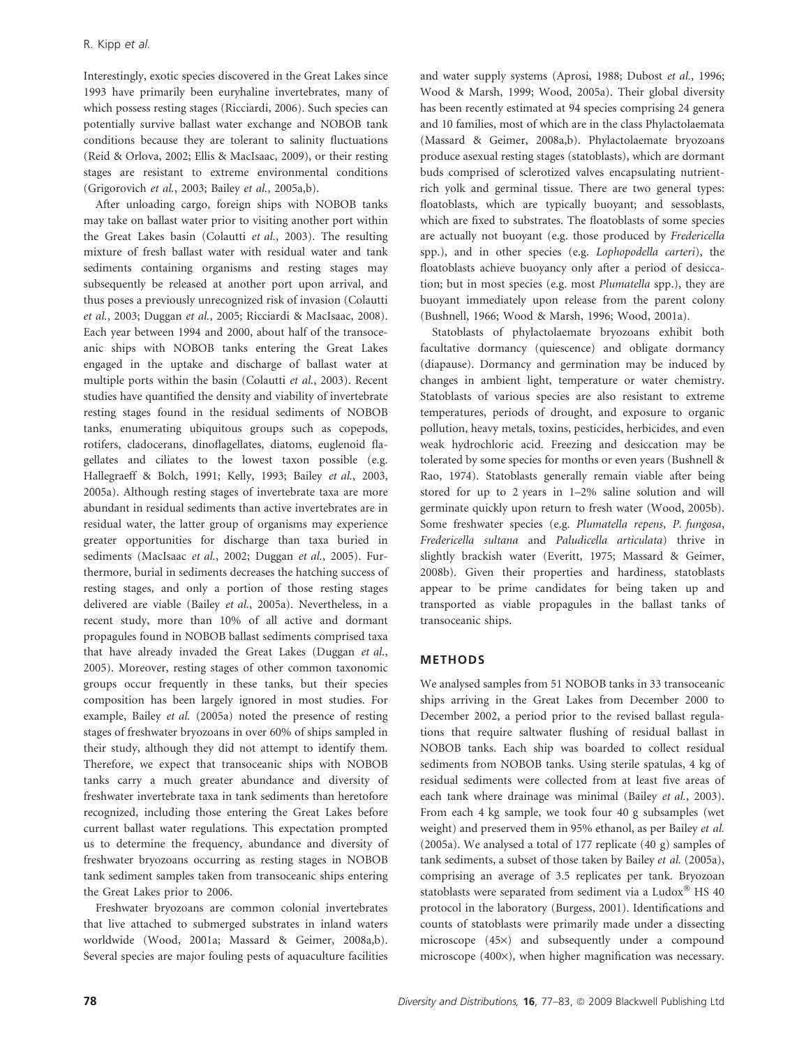Interestingly, exotic species discovered in the Great Lakes since 1993 have primarily been euryhaline invertebrates, many of which possess resting stages (Ricciardi, 2006). Such species can potentially survive ballast water exchange and NOBOB tank conditions because they are tolerant to salinity fluctuations (Reid & Orlova, 2002; Ellis & MacIsaac, 2009), or their resting stages are resistant to extreme environmental conditions (Grigorovich *et al.*, 2003; Bailey *et al.*, 2005a,b).

After unloading cargo, foreign ships with NOBOB tanks may take on ballast water prior to visiting another port within the Great Lakes basin (Colautti *et al.*, 2003). The resulting mixture of fresh ballast water with residual water and tank sediments containing organisms and resting stages may subsequently be released at another port upon arrival, and thus poses a previously unrecognized risk of invasion (Colautti *et al.*, 2003; Duggan *et al.*, 2005; Ricciardi & MacIsaac, 2008). Each year between 1994 and 2000, about half of the transoceanic ships with NOBOB tanks entering the Great Lakes engaged in the uptake and discharge of ballast water at multiple ports within the basin (Colautti *et al.*, 2003). Recent studies have quantified the density and viability of invertebrate resting stages found in the residual sediments of NOBOB tanks, enumerating ubiquitous groups such as copepods, rotifers, cladocerans, dinoflagellates, diatoms, euglenoid flagellates and ciliates to the lowest taxon possible (e.g. Hallegraeff & Bolch, 1991; Kelly, 1993; Bailey *et al.*, 2003, 2005a). Although resting stages of invertebrate taxa are more abundant in residual sediments than active invertebrates are in residual water, the latter group of organisms may experience greater opportunities for discharge than taxa buried in sediments (MacIsaac *et al.*, 2002; Duggan *et al.*, 2005). Furthermore, burial in sediments decreases the hatching success of resting stages, and only a portion of those resting stages delivered are viable (Bailey *et al.*, 2005a). Nevertheless, in a recent study, more than 10% of all active and dormant propagules found in NOBOB ballast sediments comprised taxa that have already invaded the Great Lakes (Duggan *et al.*, 2005). Moreover, resting stages of other common taxonomic groups occur frequently in these tanks, but their species composition has been largely ignored in most studies. For example, Bailey *et al.* (2005a) noted the presence of resting stages of freshwater bryozoans in over 60% of ships sampled in their study, although they did not attempt to identify them. Therefore, we expect that transoceanic ships with NOBOB tanks carry a much greater abundance and diversity of freshwater invertebrate taxa in tank sediments than heretofore recognized, including those entering the Great Lakes before current ballast water regulations. This expectation prompted us to determine the frequency, abundance and diversity of freshwater bryozoans occurring as resting stages in NOBOB tank sediment samples taken from transoceanic ships entering the Great Lakes prior to 2006.

Freshwater bryozoans are common colonial invertebrates that live attached to submerged substrates in inland waters worldwide (Wood, 2001a; Massard & Geimer, 2008a,b). Several species are major fouling pests of aquaculture facilities and water supply systems (Aprosi, 1988; Dubost *et al.*, 1996; Wood & Marsh, 1999; Wood, 2005a). Their global diversity has been recently estimated at 94 species comprising 24 genera and 10 families, most of which are in the class Phylactolaemata (Massard & Geimer, 2008a,b). Phylactolaemate bryozoans produce asexual resting stages (statoblasts), which are dormant buds comprised of sclerotized valves encapsulating nutrient-rich yolk and germinal tissue. There are two general types: floatoblasts, which are typically buoyant; and sessoblasts, which are fixed to substrates. The floatoblasts of some species are actually not buoyant (e.g. those produced by *Fredericella* spp.), and in other species (e.g. *Lophopodella carteri*), the floatoblasts achieve buoyancy only after a period of desiccation; but in most species (e.g. most *Plumatella* spp.), they are buoyant immediately upon release from the parent colony (Bushnell, 1966; Wood & Marsh, 1996; Wood, 2001a).

Statoblasts of phylactolaemate bryozoans exhibit both facultative dormancy (quiescence) and obligate dormancy (diapause). Dormancy and germination may be induced by changes in ambient light, temperature or water chemistry. Statoblasts of various species are also resistant to extreme temperatures, periods of drought, and exposure to organic pollution, heavy metals, toxins, pesticides, herbicides, and even weak hydrochloric acid. Freezing and desiccation may be tolerated by some species for months or even years (Bushnell & Rao, 1974). Statoblasts generally remain viable after being stored for up to 2 years in 1–2% saline solution and will germinate quickly upon return to fresh water (Wood, 2005b). Some freshwater species (e.g. *Plumatella repens*, *P. fungosa*, *Fredericella sultana* and *Paludicella articulata*) thrive in slightly brackish water (Everitt, 1975; Massard & Geimer, 2008b). Given their properties and hardiness, statoblasts appear to be prime candidates for being taken up and transported as viable propagules in the ballast tanks of transoceanic ships.

## METHODS

We analysed samples from 51 NOBOB tanks in 33 transoceanic ships arriving in the Great Lakes from December 2000 to December 2002, a period prior to the revised ballast regulations that require saltwater flushing of residual ballast in NOBOB tanks. Each ship was boarded to collect residual sediments from NOBOB tanks. Using sterile spatulas, 4 kg of residual sediments were collected from at least five areas of each tank where drainage was minimal (Bailey *et al.*, 2003). From each 4 kg sample, we took four 40 g subsamples (wet weight) and preserved them in 95% ethanol, as per Bailey *et al.* (2005a). We analysed a total of 177 replicate (40 g) samples of tank sediments, a subset of those taken by Bailey *et al.* (2005a), comprising an average of 3.5 replicates per tank. Bryozoan statoblasts were separated from sediment via a Ludox® HS 40 protocol in the laboratory (Burgess, 2001). Identifications and counts of statoblasts were primarily made under a dissecting microscope (45×) and subsequently under a compound microscope (400×), when higher magnification was necessary.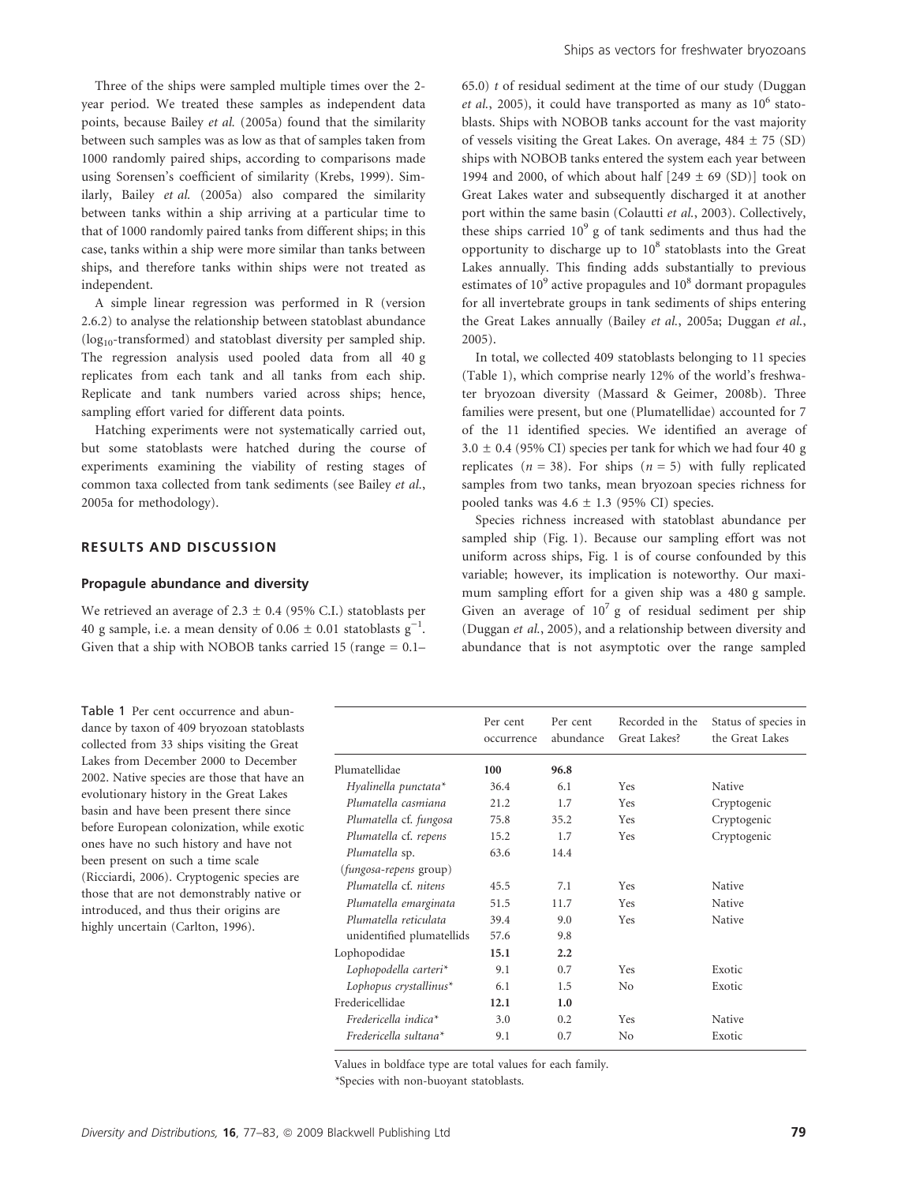Three of the ships were sampled multiple times over the 2-year period. We treated these samples as independent data points, because Bailey *et al.* (2005a) found that the similarity between such samples was as low as that of samples taken from 1000 randomly paired ships, according to comparisons made using Sorensen's coefficient of similarity (Krebs, 1999). Similarly, Bailey *et al.* (2005a) also compared the similarity between tanks within a ship arriving at a particular time to that of 1000 randomly paired tanks from different ships; in this case, tanks within a ship were more similar than tanks between ships, and therefore tanks within ships were not treated as independent.

A simple linear regression was performed in R (version 2.6.2) to analyse the relationship between statoblast abundance ($\log_{10}$-transformed) and statoblast diversity per sampled ship. The regression analysis used pooled data from all 40 g replicates from each tank and all tanks from each ship. Replicate and tank numbers varied across ships; hence, sampling effort varied for different data points.

Hatching experiments were not systematically carried out, but some statoblasts were hatched during the course of experiments examining the viability of resting stages of common taxa collected from tank sediments (see Bailey *et al.*, 2005a for methodology).

## RESULTS AND DISCUSSION

### Propagule abundance and diversity

We retrieved an average of $2.3 \pm 0.4$ (95% C.I.) statoblasts per 40 g sample, i.e. a mean density of $0.06 \pm 0.01$ statoblasts $g^{-1}$. Given that a ship with NOBOB tanks carried 15 (range = 0.1–65.0) *t* of residual sediment at the time of our study (Duggan *et al.*, 2005), it could have transported as many as $10^6$ statoblasts. Ships with NOBOB tanks account for the vast majority of vessels visiting the Great Lakes. On average, $484 \pm 75$ (SD) ships with NOBOB tanks entered the system each year between 1994 and 2000, of which about half [$249 \pm 69$ (SD)] took on Great Lakes water and subsequently discharged it at another port within the same basin (Colautti *et al.*, 2003). Collectively, these ships carried $10^9$ g of tank sediments and thus had the opportunity to discharge up to $10^8$ statoblasts into the Great Lakes annually. This finding adds substantially to previous estimates of $10^9$ active propagules and $10^8$ dormant propagules for all invertebrate groups in tank sediments of ships entering the Great Lakes annually (Bailey *et al.*, 2005a; Duggan *et al.*, 2005).

In total, we collected 409 statoblasts belonging to 11 species (Table 1), which comprise nearly 12% of the world's freshwater bryozoan diversity (Massard & Geimer, 2008b). Three families were present, but one (Plumatellidae) accounted for 7 of the 11 identified species. We identified an average of $3.0 \pm 0.4$ (95% CI) species per tank for which we had four 40 g replicates ($n = 38$). For ships ($n = 5$) with fully replicated samples from two tanks, mean bryozoan species richness for pooled tanks was $4.6 \pm 1.3$ (95% CI) species.

Species richness increased with statoblast abundance per sampled ship (Fig. 1). Because our sampling effort was not uniform across ships, Fig. 1 is of course confounded by this variable; however, its implication is noteworthy. Our maximum sampling effort for a given ship was a 480 g sample. Given an average of $10^7$ g of residual sediment per ship (Duggan *et al.*, 2005), and a relationship between diversity and abundance that is not asymptotic over the range sampled

Table 1 Per cent occurrence and abundance by taxon of 409 bryozoan statoblasts collected from 33 ships visiting the Great Lakes from December 2000 to December 2002. Native species are those that have an evolutionary history in the Great Lakes basin and have been present there since before European colonization, while exotic ones have no such history and have not been present on such a time scale (Ricciardi, 2006). Cryptogenic species are those that are not demonstrably native or introduced, and thus their origins are highly uncertain (Carlton, 1996).

| | Per cent occurrence | Per cent abundance | Recorded in the Great Lakes? | Status of species in the Great Lakes |
|---|---|---|---|---|
| Plumatellidae | **100** | **96.8** | | |
| *Hyalinella punctata** | 36.4 | 6.1 | Yes | Native |
| *Plumatella casmiana* | 21.2 | 1.7 | Yes | Cryptogenic |
| *Plumatella* cf. *fungosa* | 75.8 | 35.2 | Yes | Cryptogenic |
| *Plumatella* cf. *repens* | 15.2 | 1.7 | Yes | Cryptogenic |
| *Plumatella* sp. (*fungosa-repens* group) | 63.6 | 14.4 | | |
| *Plumatella* cf. *nitens* | 45.5 | 7.1 | Yes | Native |
| *Plumatella emarginata* | 51.5 | 11.7 | Yes | Native |
| *Plumatella reticulata* | 39.4 | 9.0 | Yes | Native |
| unidentified plumatellids | 57.6 | 9.8 | | |
| Lophopodidae | **15.1** | **2.2** | | |
| *Lophopodella carteri** | 9.1 | 0.7 | Yes | Exotic |
| *Lophopus crystallinus** | 6.1 | 1.5 | No | Exotic |
| Fredericellidae | **12.1** | **1.0** | | |
| *Fredericella indica** | 3.0 | 0.2 | Yes | Native |
| *Fredericella sultana** | 9.1 | 0.7 | No | Exotic |

Values in boldface type are total values for each family.

*Species with non-buoyant statoblasts.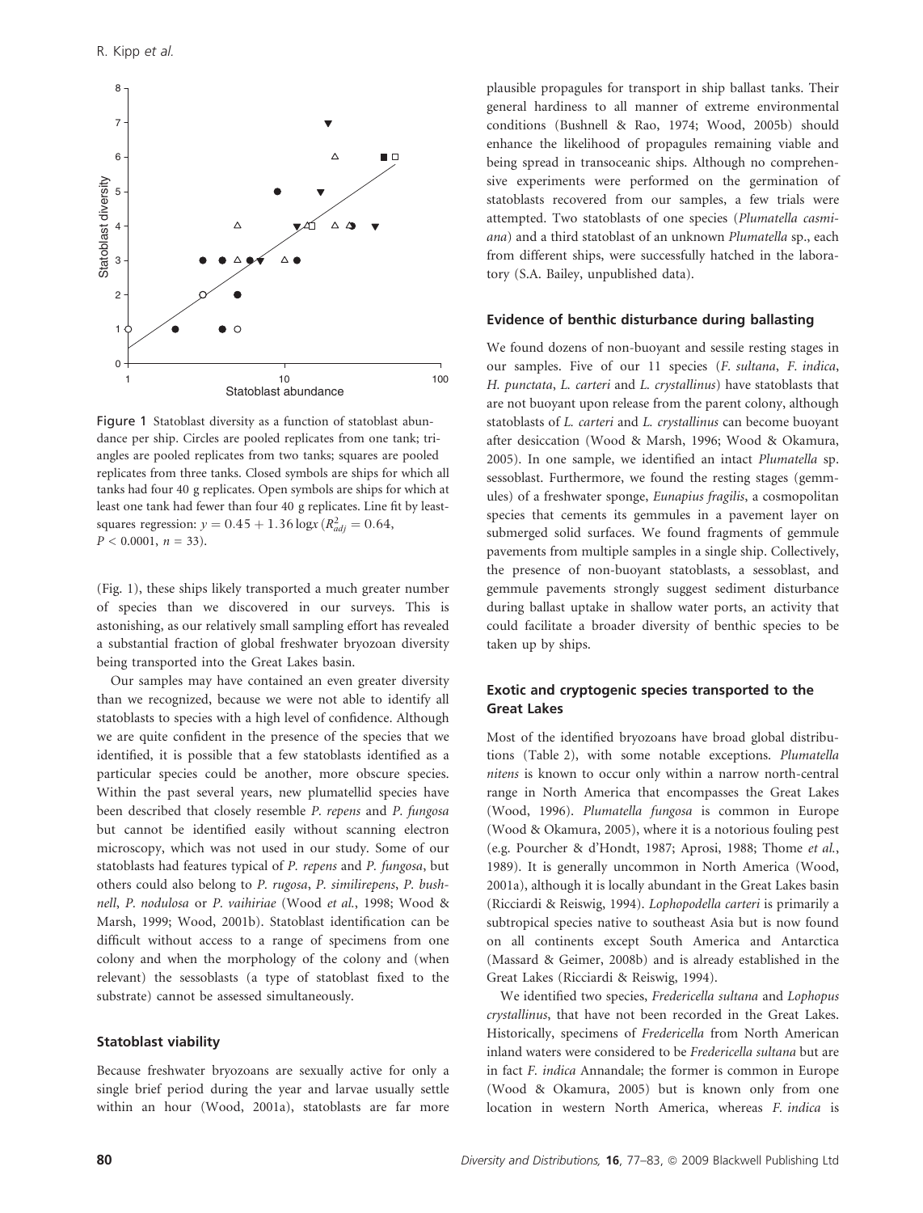Figure 1 Statoblast diversity as a function of statoblast abundance per ship. Circles are pooled replicates from one tank; triangles are pooled replicates from two tanks; squares are pooled replicates from three tanks. Closed symbols are ships for which all tanks had four 40 g replicates. Open symbols are ships for which at least one tank had fewer than four 40 g replicates. Line fit by least-squares regression: $y = 0.45 + 1.36 \log x$ ($R^2_{adj} = 0.64$, $P < 0.0001$, $n = 33$).

(Fig. 1), these ships likely transported a much greater number of species than we discovered in our surveys. This is astonishing, as our relatively small sampling effort has revealed a substantial fraction of global freshwater bryozoan diversity being transported into the Great Lakes basin.

Our samples may have contained an even greater diversity than we recognized, because we were not able to identify all statoblasts to species with a high level of confidence. Although we are quite confident in the presence of the species that we identified, it is possible that a few statoblasts identified as a particular species could be another, more obscure species. Within the past several years, new plumatellid species have been described that closely resemble *P. repens* and *P. fungosa* but cannot be identified easily without scanning electron microscopy, which was not used in our study. Some of our statoblasts had features typical of *P. repens* and *P. fungosa*, but others could also belong to *P. rugosa*, *P. similirepens*, *P. bushnell*, *P. nodulosa* or *P. vaihiriae* (Wood *et al.*, 1998; Wood & Marsh, 1999; Wood, 2001b). Statoblast identification can be difficult without access to a range of specimens from one colony and when the morphology of the colony and (when relevant) the sessoblasts (a type of statoblast fixed to the substrate) cannot be assessed simultaneously.

### Statoblast viability

Because freshwater bryozoans are sexually active for only a single brief period during the year and larvae usually settle within an hour (Wood, 2001a), statoblasts are far more plausible propagules for transport in ship ballast tanks. Their general hardiness to all manner of extreme environmental conditions (Bushnell & Rao, 1974; Wood, 2005b) should enhance the likelihood of propagules remaining viable and being spread in transoceanic ships. Although no comprehensive experiments were performed on the germination of statoblasts recovered from our samples, a few trials were attempted. Two statoblasts of one species (*Plumatella casmiana*) and a third statoblast of an unknown *Plumatella* sp., each from different ships, were successfully hatched in the laboratory (S.A. Bailey, unpublished data).

### Evidence of benthic disturbance during ballasting

We found dozens of non-buoyant and sessile resting stages in our samples. Five of our 11 species (*F. sultana*, *F. indica*, *H. punctata*, *L. carteri* and *L. crystallinus*) have statoblasts that are not buoyant upon release from the parent colony, although statoblasts of *L. carteri* and *L. crystallinus* can become buoyant after desiccation (Wood & Marsh, 1996; Wood & Okamura, 2005). In one sample, we identified an intact *Plumatella* sp. sessoblast. Furthermore, we found the resting stages (gemmules) of a freshwater sponge, *Eunapius fragilis*, a cosmopolitan species that cements its gemmules in a pavement layer on submerged solid surfaces. We found fragments of gemmule pavements from multiple samples in a single ship. Collectively, the presence of non-buoyant statoblasts, a sessoblast, and gemmule pavements strongly suggest sediment disturbance during ballast uptake in shallow water ports, an activity that could facilitate a broader diversity of benthic species to be taken up by ships.

### Exotic and cryptogenic species transported to the Great Lakes

Most of the identified bryozoans have broad global distributions (Table 2), with some notable exceptions. *Plumatella nitens* is known to occur only within a narrow north-central range in North America that encompasses the Great Lakes (Wood, 1996). *Plumatella fungosa* is common in Europe (Wood & Okamura, 2005), where it is a notorious fouling pest (e.g. Pourcher & d'Hondt, 1987; Aprosi, 1988; Thome *et al.*, 1989). It is generally uncommon in North America (Wood, 2001a), although it is locally abundant in the Great Lakes basin (Ricciardi & Reiswig, 1994). *Lophopodella carteri* is primarily a subtropical species native to southeast Asia but is now found on all continents except South America and Antarctica (Massard & Geimer, 2008b) and is already established in the Great Lakes (Ricciardi & Reiswig, 1994).

We identified two species, *Fredericella sultana* and *Lophopus crystallinus*, that have not been recorded in the Great Lakes. Historically, specimens of *Fredericella* from North American inland waters were considered to be *Fredericella sultana* but are in fact *F. indica* Annandale; the former is common in Europe (Wood & Okamura, 2005) but is known only from one location in western North America, whereas *F. indica* is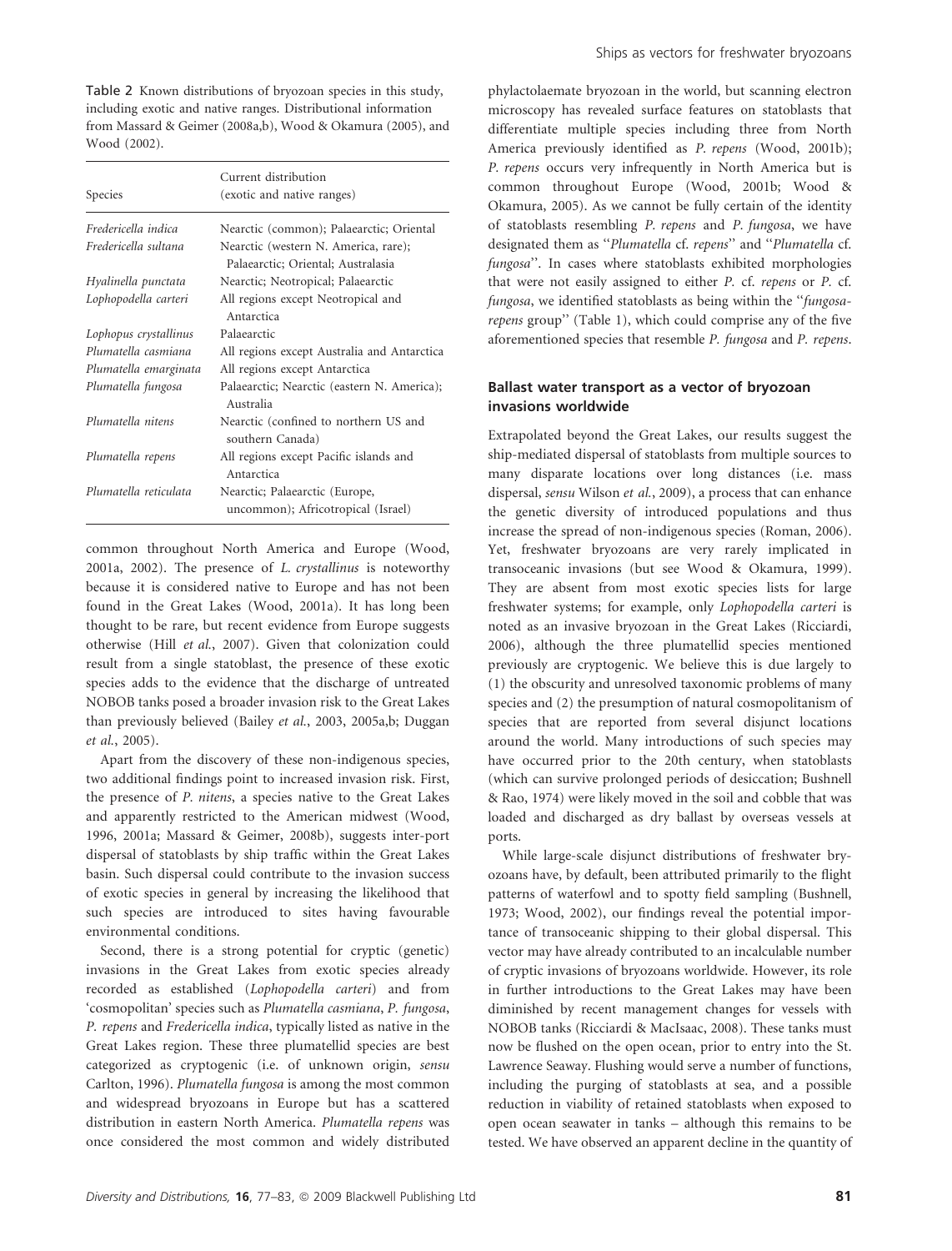Table 2 Known distributions of bryozoan species in this study, including exotic and native ranges. Distributional information from Massard & Geimer (2008a,b), Wood & Okamura (2005), and Wood (2002).

| Species | Current distribution (exotic and native ranges) |
|---|---|
| *Fredericella indica* | Nearctic (common); Palaearctic; Oriental |
| *Fredericella sultana* | Nearctic (western N. America, rare); Palaearctic; Oriental; Australasia |
| *Hyalinella punctata* | Nearctic; Neotropical; Palaearctic |
| *Lophopodella carteri* | All regions except Neotropical and Antarctica |
| *Lophopus crystallinus* | Palaearctic |
| *Plumatella casmiana* | All regions except Australia and Antarctica |
| *Plumatella emarginata* | All regions except Antarctica |
| *Plumatella fungosa* | Palaearctic; Nearctic (eastern N. America); Australia |
| *Plumatella nitens* | Nearctic (confined to northern US and southern Canada) |
| *Plumatella repens* | All regions except Pacific islands and Antarctica |
| *Plumatella reticulata* | Nearctic; Palaearctic (Europe, uncommon); Africotropical (Israel) |

common throughout North America and Europe (Wood, 2001a, 2002). The presence of *L. crystallinus* is noteworthy because it is considered native to Europe and has not been found in the Great Lakes (Wood, 2001a). It has long been thought to be rare, but recent evidence from Europe suggests otherwise (Hill *et al.*, 2007). Given that colonization could result from a single statoblast, the presence of these exotic species adds to the evidence that the discharge of untreated NOBOB tanks posed a broader invasion risk to the Great Lakes than previously believed (Bailey *et al.*, 2003, 2005a,b; Duggan *et al.*, 2005).

Apart from the discovery of these non-indigenous species, two additional findings point to increased invasion risk. First, the presence of *P. nitens*, a species native to the Great Lakes and apparently restricted to the American midwest (Wood, 1996, 2001a; Massard & Geimer, 2008b), suggests inter-port dispersal of statoblasts by ship traffic within the Great Lakes basin. Such dispersal could contribute to the invasion success of exotic species in general by increasing the likelihood that such species are introduced to sites having favourable environmental conditions.

Second, there is a strong potential for cryptic (genetic) invasions in the Great Lakes from exotic species already recorded as established (*Lophopodella carteri*) and from 'cosmopolitan' species such as *Plumatella casmiana*, *P. fungosa*, *P. repens* and *Fredericella indica*, typically listed as native in the Great Lakes region. These three plumatellid species are best categorized as cryptogenic (i.e. of unknown origin, *sensu* Carlton, 1996). *Plumatella fungosa* is among the most common and widespread bryozoans in Europe but has a scattered distribution in eastern North America. *Plumatella repens* was once considered the most common and widely distributed phylactolaemate bryozoan in the world, but scanning electron microscopy has revealed surface features on statoblasts that differentiate multiple species including three from North America previously identified as *P. repens* (Wood, 2001b); *P. repens* occurs very infrequently in North America but is common throughout Europe (Wood, 2001b; Wood & Okamura, 2005). As we cannot be fully certain of the identity of statoblasts resembling *P. repens* and *P. fungosa*, we have designated them as "*Plumatella* cf. *repens*" and "*Plumatella* cf. *fungosa*". In cases where statoblasts exhibited morphologies that were not easily assigned to either *P.* cf. *repens* or *P.* cf. *fungosa*, we identified statoblasts as being within the "*fungosa-repens* group" (Table 1), which could comprise any of the five aforementioned species that resemble *P. fungosa* and *P. repens*.

## Ballast water transport as a vector of bryozoan invasions worldwide

Extrapolated beyond the Great Lakes, our results suggest the ship-mediated dispersal of statoblasts from multiple sources to many disparate locations over long distances (i.e. mass dispersal, *sensu* Wilson *et al.*, 2009), a process that can enhance the genetic diversity of introduced populations and thus increase the spread of non-indigenous species (Roman, 2006). Yet, freshwater bryozoans are very rarely implicated in transoceanic invasions (but see Wood & Okamura, 1999). They are absent from most exotic species lists for large freshwater systems; for example, only *Lophopodella carteri* is noted as an invasive bryozoan in the Great Lakes (Ricciardi, 2006), although the three plumatellid species mentioned previously are cryptogenic. We believe this is due largely to (1) the obscurity and unresolved taxonomic problems of many species and (2) the presumption of natural cosmopolitanism of species that are reported from several disjunct locations around the world. Many introductions of such species may have occurred prior to the 20th century, when statoblasts (which can survive prolonged periods of desiccation; Bushnell & Rao, 1974) were likely moved in the soil and cobble that was loaded and discharged as dry ballast by overseas vessels at ports.

While large-scale disjunct distributions of freshwater bryozoans have, by default, been attributed primarily to the flight patterns of waterfowl and to spotty field sampling (Bushnell, 1973; Wood, 2002), our findings reveal the potential importance of transoceanic shipping to their global dispersal. This vector may have already contributed to an incalculable number of cryptic invasions of bryozoans worldwide. However, its role in further introductions to the Great Lakes may have been diminished by recent management changes for vessels with NOBOB tanks (Ricciardi & MacIsaac, 2008). These tanks must now be flushed on the open ocean, prior to entry into the St. Lawrence Seaway. Flushing would serve a number of functions, including the purging of statoblasts at sea, and a possible reduction in viability of retained statoblasts when exposed to open ocean seawater in tanks – although this remains to be tested. We have observed an apparent decline in the quantity of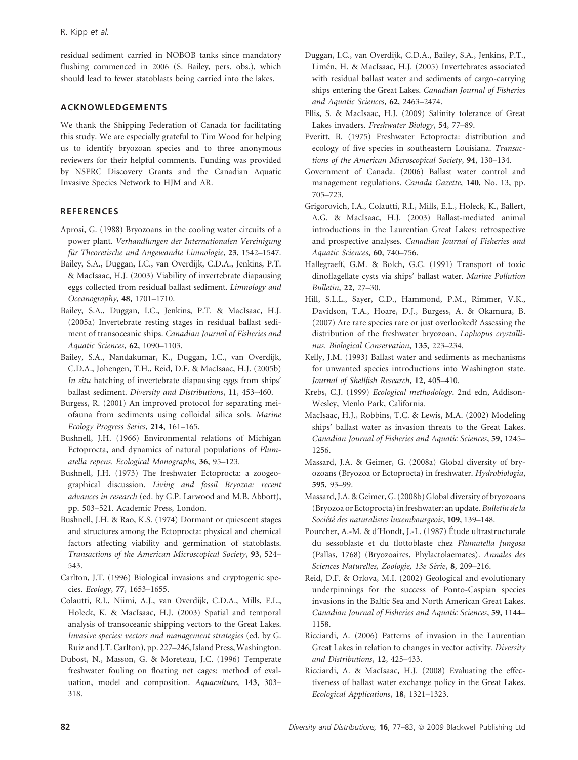residual sediment carried in NOBOB tanks since mandatory flushing commenced in 2006 (S. Bailey, pers. obs.), which should lead to fewer statoblasts being carried into the lakes.

## ACKNOWLEDGEMENTS

We thank the Shipping Federation of Canada for facilitating this study. We are especially grateful to Tim Wood for helping us to identify bryozoan species and to three anonymous reviewers for their helpful comments. Funding was provided by NSERC Discovery Grants and the Canadian Aquatic Invasive Species Network to HJM and AR.

## REFERENCES

Aprosi, G. (1988) Bryozoans in the cooling water circuits of a power plant. *Verhandlungen der Internationalen Vereinigung für Theoretische und Angewandte Limnologie*, **23**, 1542–1547.

Bailey, S.A., Duggan, I.C., van Overdijk, C.D.A., Jenkins, P.T. & MacIsaac, H.J. (2003) Viability of invertebrate diapausing eggs collected from residual ballast sediment. *Limnology and Oceanography*, **48**, 1701–1710.

Bailey, S.A., Duggan, I.C., Jenkins, P.T. & MacIsaac, H.J. (2005a) Invertebrate resting stages in residual ballast sediment of transoceanic ships. *Canadian Journal of Fisheries and Aquatic Sciences*, **62**, 1090–1103.

Bailey, S.A., Nandakumar, K., Duggan, I.C., van Overdijk, C.D.A., Johengen, T.H., Reid, D.F. & MacIsaac, H.J. (2005b) *In situ* hatching of invertebrate diapausing eggs from ships' ballast sediment. *Diversity and Distributions*, **11**, 453–460.

Burgess, R. (2001) An improved protocol for separating meiofauna from sediments using colloidal silica sols. *Marine Ecology Progress Series*, **214**, 161–165.

Bushnell, J.H. (1966) Environmental relations of Michigan Ectoprocta, and dynamics of natural populations of *Plumatella repens*. *Ecological Monographs*, **36**, 95–123.

Bushnell, J.H. (1973) The freshwater Ectoprocta: a zoogeographical discussion. *Living and fossil Bryozoa: recent advances in research* (ed. by G.P. Larwood and M.B. Abbott), pp. 503–521. Academic Press, London.

Bushnell, J.H. & Rao, K.S. (1974) Dormant or quiescent stages and structures among the Ectoprocta: physical and chemical factors affecting viability and germination of statoblasts. *Transactions of the American Microscopical Society*, **93**, 524–543.

Carlton, J.T. (1996) Biological invasions and cryptogenic species. *Ecology*, **77**, 1653–1655.

Colautti, R.I., Niimi, A.J., van Overdijk, C.D.A., Mills, E.L., Holeck, K. & MacIsaac, H.J. (2003) Spatial and temporal analysis of transoceanic shipping vectors to the Great Lakes. *Invasive species: vectors and management strategies* (ed. by G. Ruiz and J.T. Carlton), pp. 227–246, Island Press, Washington.

Dubost, N., Masson, G. & Moreteau, J.C. (1996) Temperate freshwater fouling on floating net cages: method of evaluation, model and composition. *Aquaculture*, **143**, 303–318.

Duggan, I.C., van Overdijk, C.D.A., Bailey, S.A., Jenkins, P.T., Limén, H. & MacIsaac, H.J. (2005) Invertebrates associated with residual ballast water and sediments of cargo-carrying ships entering the Great Lakes. *Canadian Journal of Fisheries and Aquatic Sciences*, **62**, 2463–2474.

Ellis, S. & MacIsaac, H.J. (2009) Salinity tolerance of Great Lakes invaders. *Freshwater Biology*, **54**, 77–89.

Everitt, B. (1975) Freshwater Ectoprocta: distribution and ecology of five species in southeastern Louisiana. *Transactions of the American Microscopical Society*, **94**, 130–134.

Government of Canada. (2006) Ballast water control and management regulations. *Canada Gazette*, **140**, No. 13, pp. 705–723.

Grigorovich, I.A., Colautti, R.I., Mills, E.L., Holeck, K., Ballert, A.G. & MacIsaac, H.J. (2003) Ballast-mediated animal introductions in the Laurentian Great Lakes: retrospective and prospective analyses. *Canadian Journal of Fisheries and Aquatic Sciences*, **60**, 740–756.

Hallegraeff, G.M. & Bolch, G.C. (1991) Transport of toxic dinoflagellate cysts via ships' ballast water. *Marine Pollution Bulletin*, **22**, 27–30.

Hill, S.L.L., Sayer, C.D., Hammond, P.M., Rimmer, V.K., Davidson, T.A., Hoare, D.J., Burgess, A. & Okamura, B. (2007) Are rare species rare or just overlooked? Assessing the distribution of the freshwater bryozoan, *Lophopus crystallinus*. *Biological Conservation*, **135**, 223–234.

Kelly, J.M. (1993) Ballast water and sediments as mechanisms for unwanted species introductions into Washington state. *Journal of Shellfish Research*, **12**, 405–410.

Krebs, C.J. (1999) *Ecological methodology*. 2nd edn, Addison-Wesley, Menlo Park, California.

MacIsaac, H.J., Robbins, T.C. & Lewis, M.A. (2002) Modeling ships' ballast water as invasion threats to the Great Lakes. *Canadian Journal of Fisheries and Aquatic Sciences*, **59**, 1245–1256.

Massard, J.A. & Geimer, G. (2008a) Global diversity of bryozoans (Bryozoa or Ectoprocta) in freshwater. *Hydrobiologia*, **595**, 93–99.

Massard, J.A. & Geimer, G. (2008b) Global diversity of bryozoans (Bryozoa or Ectoprocta) in freshwater: an update. *Bulletin de la Société des naturalistes luxembourgeois*, **109**, 139–148.

Pourcher, A.-M. & d'Hondt, J.-L. (1987) Étude ultrastructurale du sessoblaste et du flottoblaste chez *Plumatella fungosa* (Pallas, 1768) (Bryozoaires, Phylactolaemates). *Annales des Sciences Naturelles, Zoologie, 13e Série*, **8**, 209–216.

Reid, D.F. & Orlova, M.I. (2002) Geological and evolutionary underpinnings for the success of Ponto-Caspian species invasions in the Baltic Sea and North American Great Lakes. *Canadian Journal of Fisheries and Aquatic Sciences*, **59**, 1144–1158.

Ricciardi, A. (2006) Patterns of invasion in the Laurentian Great Lakes in relation to changes in vector activity. *Diversity and Distributions*, **12**, 425–433.

Ricciardi, A. & MacIsaac, H.J. (2008) Evaluating the effectiveness of ballast water exchange policy in the Great Lakes. *Ecological Applications*, **18**, 1321–1323.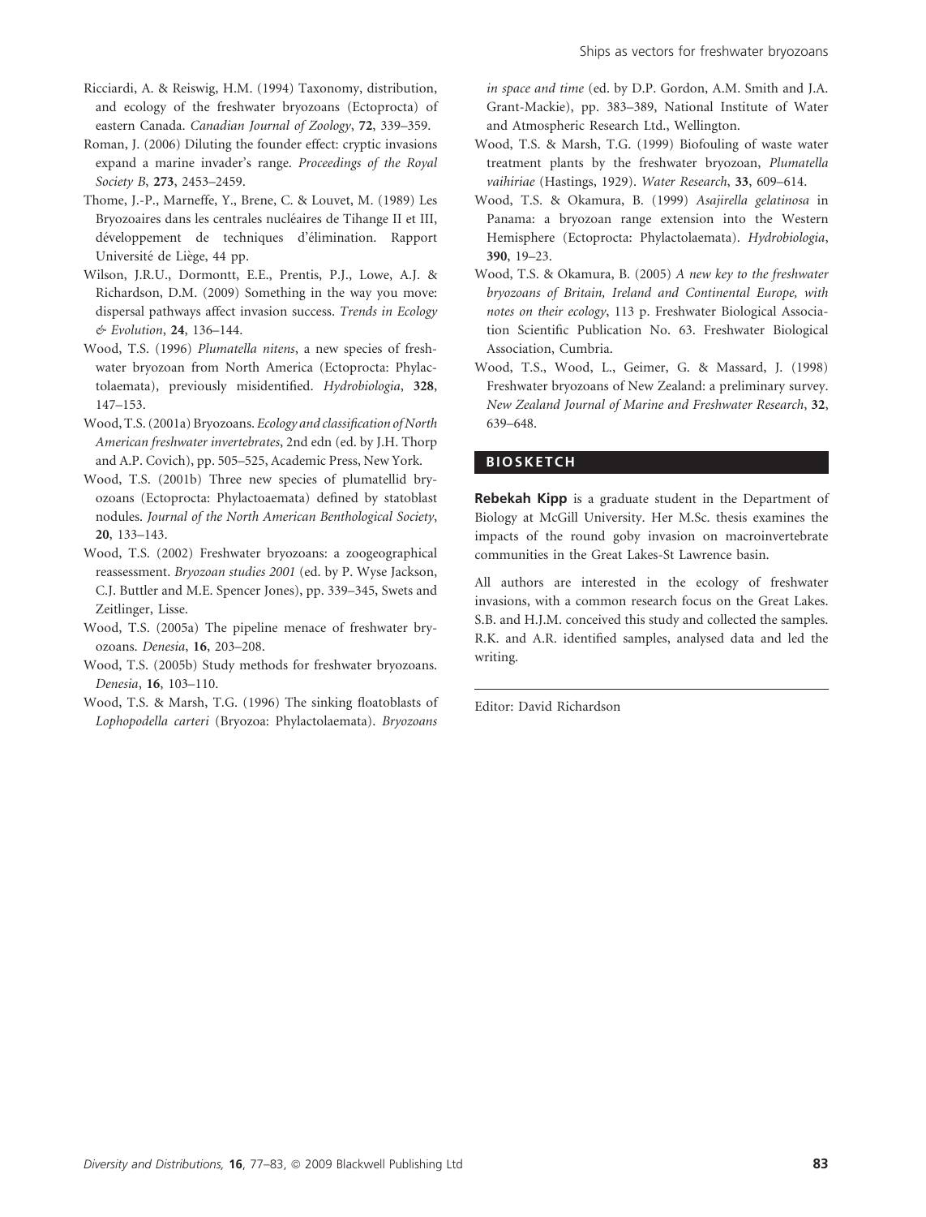Ricciardi, A. & Reiswig, H.M. (1994) Taxonomy, distribution, and ecology of the freshwater bryozoans (Ectoprocta) of eastern Canada. *Canadian Journal of Zoology*, **72**, 339–359.

Roman, J. (2006) Diluting the founder effect: cryptic invasions expand a marine invader's range. *Proceedings of the Royal Society B*, **273**, 2453–2459.

Thome, J.-P., Marneffe, Y., Brene, C. & Louvet, M. (1989) Les Bryozoaires dans les centrales nucléaires de Tihange II et III, développement de techniques d'élimination. Rapport Université de Liège, 44 pp.

Wilson, J.R.U., Dormontt, E.E., Prentis, P.J., Lowe, A.J. & Richardson, D.M. (2009) Something in the way you move: dispersal pathways affect invasion success. *Trends in Ecology & Evolution*, **24**, 136–144.

Wood, T.S. (1996) *Plumatella nitens*, a new species of freshwater bryozoan from North America (Ectoprocta: Phylactolaemata), previously misidentified. *Hydrobiologia*, **328**, 147–153.

Wood, T.S. (2001a) Bryozoans. *Ecology and classification of North American freshwater invertebrates*, 2nd edn (ed. by J.H. Thorp and A.P. Covich), pp. 505–525, Academic Press, New York.

Wood, T.S. (2001b) Three new species of plumatellid bryozoans (Ectoprocta: Phylactoaemata) defined by statoblast nodules. *Journal of the North American Benthological Society*, **20**, 133–143.

Wood, T.S. (2002) Freshwater bryozoans: a zoogeographical reassessment. *Bryozoan studies 2001* (ed. by P. Wyse Jackson, C.J. Buttler and M.E. Spencer Jones), pp. 339–345, Swets and Zeitlinger, Lisse.

Wood, T.S. (2005a) The pipeline menace of freshwater bryozoans. *Denesia*, **16**, 203–208.

Wood, T.S. (2005b) Study methods for freshwater bryozoans. *Denesia*, **16**, 103–110.

Wood, T.S. & Marsh, T.G. (1996) The sinking floatoblasts of *Lophopodella carteri* (Bryozoa: Phylactolaemata). *Bryozoans in space and time* (ed. by D.P. Gordon, A.M. Smith and J.A. Grant-Mackie), pp. 383–389, National Institute of Water and Atmospheric Research Ltd., Wellington.

Wood, T.S. & Marsh, T.G. (1999) Biofouling of waste water treatment plants by the freshwater bryozoan, *Plumatella vaihiriae* (Hastings, 1929). *Water Research*, **33**, 609–614.

Wood, T.S. & Okamura, B. (1999) *Asajirella gelatinosa* in Panama: a bryozoan range extension into the Western Hemisphere (Ectoprocta: Phylactolaemata). *Hydrobiologia*, **390**, 19–23.

Wood, T.S. & Okamura, B. (2005) *A new key to the freshwater bryozoans of Britain, Ireland and Continental Europe, with notes on their ecology*, 113 p. Freshwater Biological Association Scientific Publication No. 63. Freshwater Biological Association, Cumbria.

Wood, T.S., Wood, L., Geimer, G. & Massard, J. (1998) Freshwater bryozoans of New Zealand: a preliminary survey. *New Zealand Journal of Marine and Freshwater Research*, **32**, 639–648.

## BIOSKETCH

**Rebekah Kipp** is a graduate student in the Department of Biology at McGill University. Her M.Sc. thesis examines the impacts of the round goby invasion on macroinvertebrate communities in the Great Lakes-St Lawrence basin.

All authors are interested in the ecology of freshwater invasions, with a common research focus on the Great Lakes. S.B. and H.J.M. conceived this study and collected the samples. R.K. and A.R. identified samples, analysed data and led the writing.

Editor: David Richardson